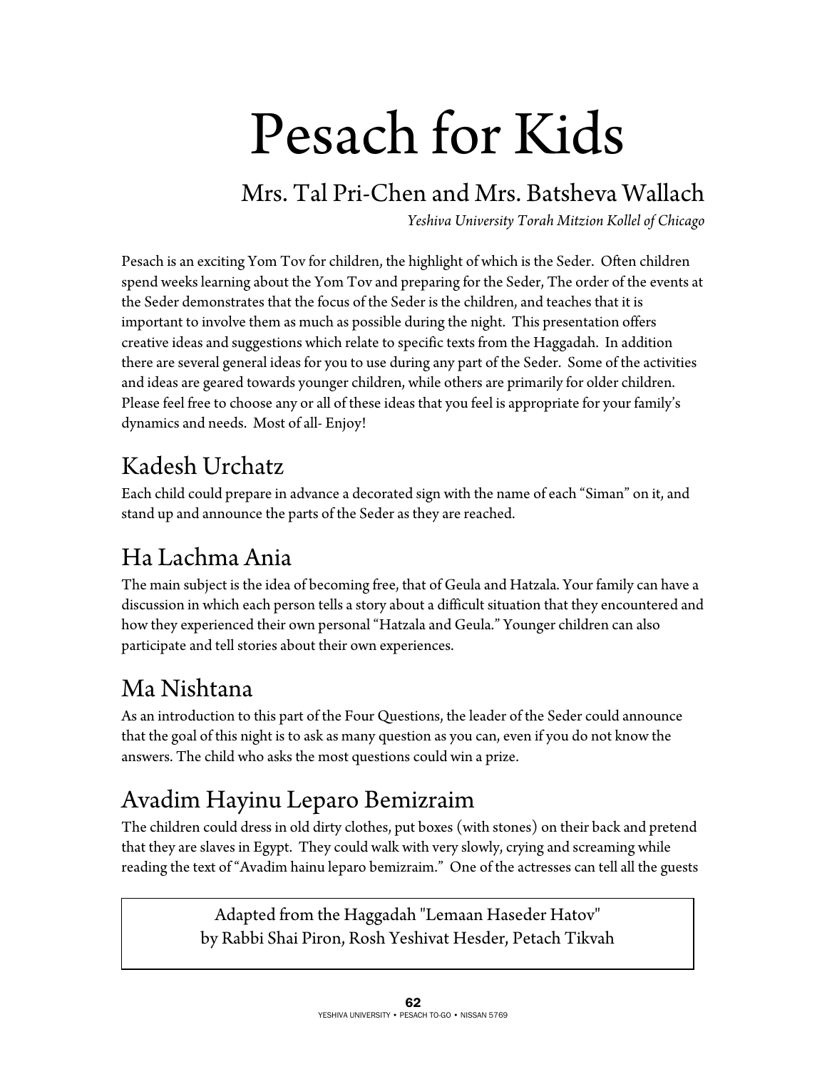# Pesach for Kids

## Mrs. Tal Pri-Chen and Mrs. Batsheva Wallach

*Yeshiva University Torah Mitzion Kollel of Chicago*

Pesach is an exciting Yom Tov for children, the highlight of which is the Seder. Often children spend weeks learning about the Yom Tov and preparing for the Seder, The order of the events at the Seder demonstrates that the focus of the Seder is the children, and teaches that it is important to involve them as much as possible during the night. This presentation offers creative ideas and suggestions which relate to specific texts from the Haggadah. In addition there are several general ideas for you to use during any part of the Seder. Some of the activities and ideas are geared towards younger children, while others are primarily for older children. Please feel free to choose any or all of these ideas that you feel is appropriate for your family's dynamics and needs. Most of all- Enjoy!

## Kadesh Urchatz

Each child could prepare in advance a decorated sign with the name of each "Siman" on it, and stand up and announce the parts of the Seder as they are reached.

## Ha Lachma Ania

The main subject is the idea of becoming free, that of Geula and Hatzala. Your family can have a discussion in which each person tells a story about a difficult situation that they encountered and how they experienced their own personal "Hatzala and Geula." Younger children can also participate and tell stories about their own experiences.

## Ma Nishtana

As an introduction to this part of the Four Questions, the leader of the Seder could announce that the goal of this night is to ask as many question as you can, even if you do not know the answers. The child who asks the most questions could win a prize.

## Avadim Hayinu Leparo Bemizraim

The children could dress in old dirty clothes, put boxes (with stones) on their back and pretend that they are slaves in Egypt. They could walk with very slowly, crying and screaming while reading the text of "Avadim hainu leparo bemizraim." One of the actresses can tell all the guests

Adapted from the Haggadah "Lemaan Haseder Hatov"
by Rabbi Shai Piron, Rosh Yeshivat Hesder, Petach Tikvah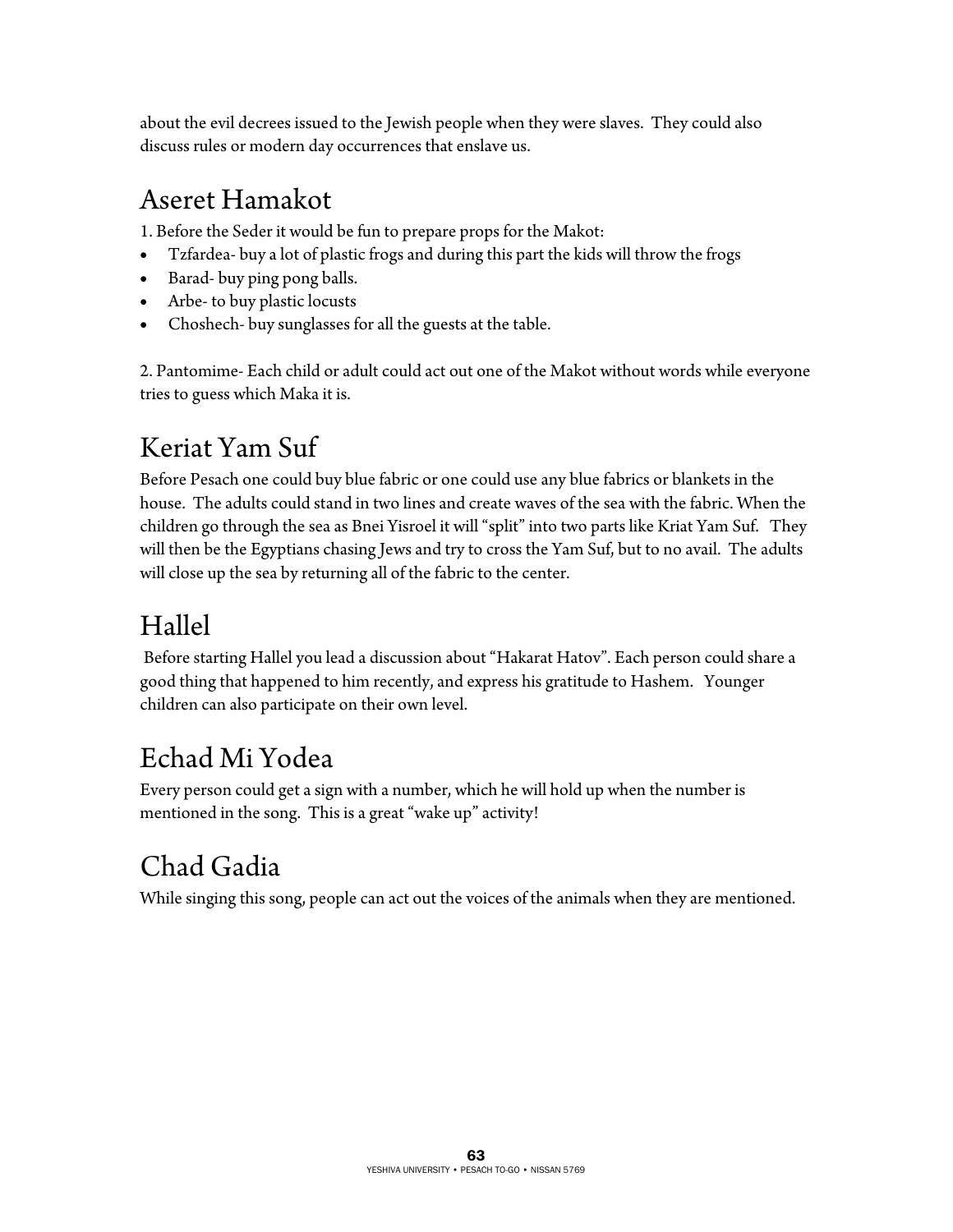about the evil decrees issued to the Jewish people when they were slaves. They could also discuss rules or modern day occurrences that enslave us.

## Aseret Hamakot

1. Before the Seder it would be fun to prepare props for the Makot:
- Tzfardea- buy a lot of plastic frogs and during this part the kids will throw the frogs
- Barad- buy ping pong balls.
- Arbe- to buy plastic locusts
- Choshech- buy sunglasses for all the guests at the table.

2. Pantomime- Each child or adult could act out one of the Makot without words while everyone tries to guess which Maka it is.

## Keriat Yam Suf

Before Pesach one could buy blue fabric or one could use any blue fabrics or blankets in the house. The adults could stand in two lines and create waves of the sea with the fabric. When the children go through the sea as Bnei Yisroel it will "split" into two parts like Kriat Yam Suf. They will then be the Egyptians chasing Jews and try to cross the Yam Suf, but to no avail. The adults will close up the sea by returning all of the fabric to the center.

## Hallel

Before starting Hallel you lead a discussion about "Hakarat Hatov". Each person could share a good thing that happened to him recently, and express his gratitude to Hashem. Younger children can also participate on their own level.

## Echad Mi Yodea

Every person could get a sign with a number, which he will hold up when the number is mentioned in the song. This is a great "wake up" activity!

## Chad Gadia

While singing this song, people can act out the voices of the animals when they are mentioned.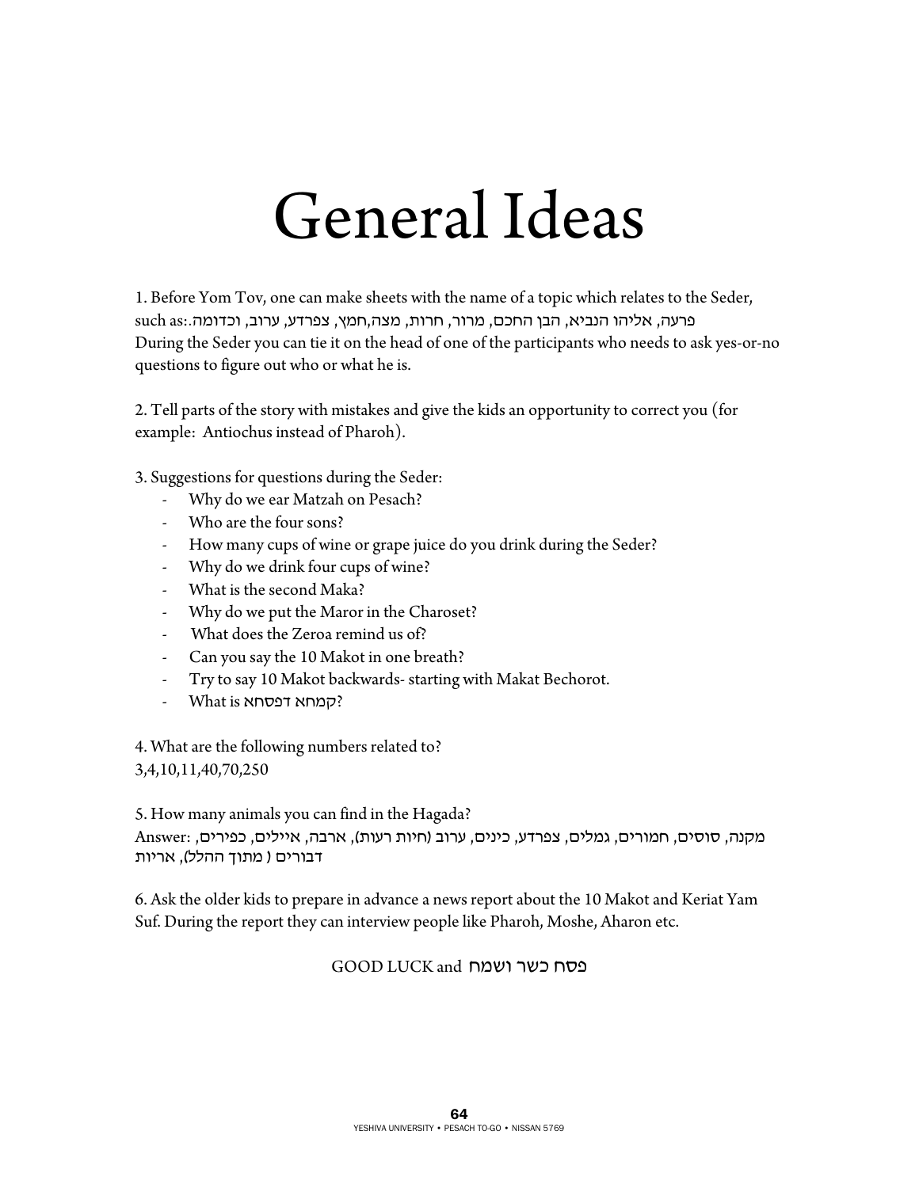# General Ideas

1. Before Yom Tov, one can make sheets with the name of a topic which relates to the Seder, such as:.פרעה, אליהו הנביא, הבן החכם, מרור, חרות, מצה,חמץ, צפרדע, ערוב, וכדומה During the Seder you can tie it on the head of one of the participants who needs to ask yes-or-no questions to figure out who or what he is.

2. Tell parts of the story with mistakes and give the kids an opportunity to correct you (for example: Antiochus instead of Pharoh).

3. Suggestions for questions during the Seder:

- Why do we ear Matzah on Pesach?
- Who are the four sons?
- How many cups of wine or grape juice do you drink during the Seder?
- Why do we drink four cups of wine?
- What is the second Maka?
- Why do we put the Maror in the Charoset?
- What does the Zeroa remind us of?
- Can you say the 10 Makot in one breath?
- Try to say 10 Makot backwards- starting with Makat Bechorot.
- What is קמחא דפסחא?

4. What are the following numbers related to?
3,4,10,11,40,70,250

5. How many animals you can find in the Hagada?
Answer: מקנה, סוסים, חמורים, גמלים, צפרדע, כינים, ערוב (חיות רעות), ארבה, איילים, כפירים, דבורים ( מתוך ההלל), אריות

6. Ask the older kids to prepare in advance a news report about the 10 Makot and Keriat Yam Suf. During the report they can interview people like Pharoh, Moshe, Aharon etc.

GOOD LUCK and פסח כשר ושמח